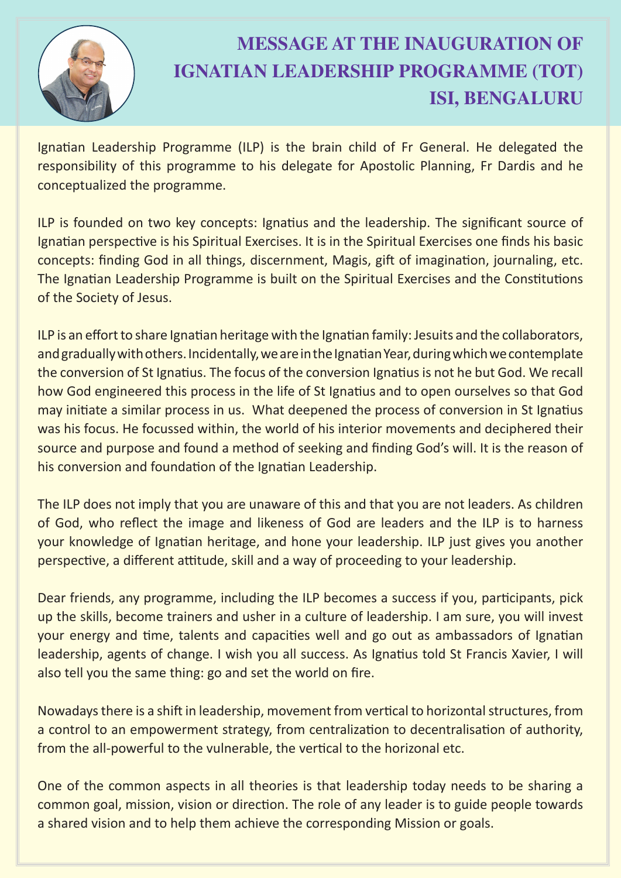# MESSAGE AT THE INAUGURATION OF IGNATIAN LEADERSHIP PROGRAMME (TOT) ISI, BENGALURU

Ignatian Leadership Programme (ILP) is the brain child of Fr General. He delegated the responsibility of this programme to his delegate for Apostolic Planning, Fr Dardis and he conceptualized the programme.

ILP is founded on two key concepts: Ignatius and the leadership. The significant source of Ignatian perspective is his Spiritual Exercises. It is in the Spiritual Exercises one finds his basic concepts: finding God in all things, discernment, Magis, gift of imagination, journaling, etc. The Ignatian Leadership Programme is built on the Spiritual Exercises and the Constitutions of the Society of Jesus.

ILP is an effort to share Ignatian heritage with the Ignatian family: Jesuits and the collaborators, and gradually with others. Incidentally, we are in the Ignatian Year, during which we contemplate the conversion of St Ignatius. The focus of the conversion Ignatius is not he but God. We recall how God engineered this process in the life of St Ignatius and to open ourselves so that God may initiate a similar process in us. What deepened the process of conversion in St Ignatius was his focus. He focussed within, the world of his interior movements and deciphered their source and purpose and found a method of seeking and finding God's will. It is the reason of his conversion and foundation of the Ignatian Leadership.

The ILP does not imply that you are unaware of this and that you are not leaders. As children of God, who reflect the image and likeness of God are leaders and the ILP is to harness your knowledge of Ignatian heritage, and hone your leadership. ILP just gives you another perspective, a different attitude, skill and a way of proceeding to your leadership.

Dear friends, any programme, including the ILP becomes a success if you, participants, pick up the skills, become trainers and usher in a culture of leadership. I am sure, you will invest your energy and time, talents and capacities well and go out as ambassadors of Ignatian leadership, agents of change. I wish you all success. As Ignatius told St Francis Xavier, I will also tell you the same thing: go and set the world on fire.

Nowadays there is a shift in leadership, movement from vertical to horizontal structures, from a control to an empowerment strategy, from centralization to decentralisation of authority, from the all-powerful to the vulnerable, the vertical to the horizonal etc.

One of the common aspects in all theories is that leadership today needs to be sharing a common goal, mission, vision or direction. The role of any leader is to guide people towards a shared vision and to help them achieve the corresponding Mission or goals.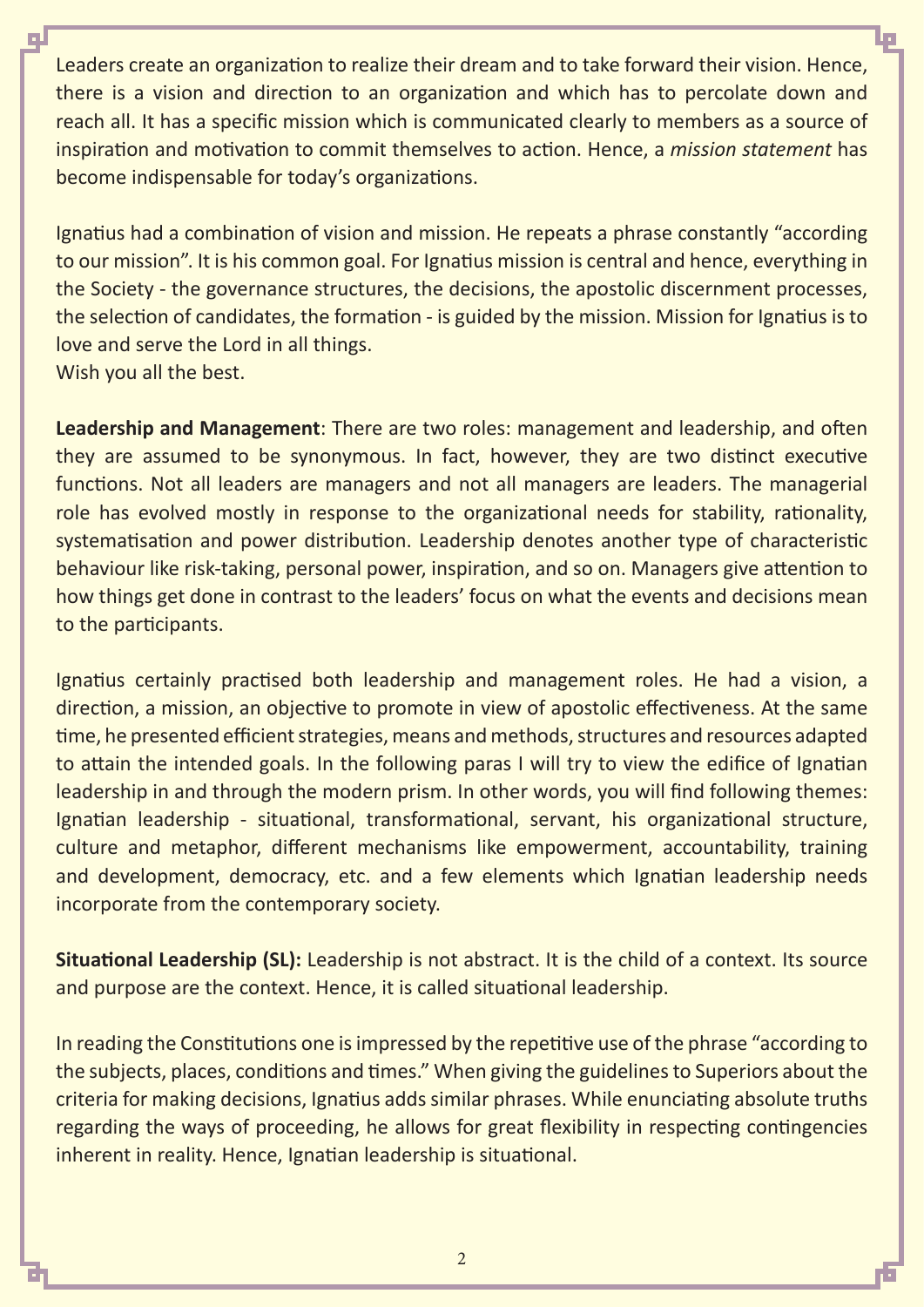Leaders create an organization to realize their dream and to take forward their vision. Hence, there is a vision and direction to an organization and which has to percolate down and reach all. It has a specific mission which is communicated clearly to members as a source of inspiration and motivation to commit themselves to action. Hence, a *mission statement* has become indispensable for today's organizations.

Ignatius had a combination of vision and mission. He repeats a phrase constantly "according to our mission". It is his common goal. For Ignatius mission is central and hence, everything in the Society - the governance structures, the decisions, the apostolic discernment processes, the selection of candidates, the formation - is guided by the mission. Mission for Ignatius is to love and serve the Lord in all things.
Wish you all the best.

**Leadership and Management**: There are two roles: management and leadership, and often they are assumed to be synonymous. In fact, however, they are two distinct executive functions. Not all leaders are managers and not all managers are leaders. The managerial role has evolved mostly in response to the organizational needs for stability, rationality, systematisation and power distribution. Leadership denotes another type of characteristic behaviour like risk-taking, personal power, inspiration, and so on. Managers give attention to how things get done in contrast to the leaders' focus on what the events and decisions mean to the participants.

Ignatius certainly practised both leadership and management roles. He had a vision, a direction, a mission, an objective to promote in view of apostolic effectiveness. At the same time, he presented efficient strategies, means and methods, structures and resources adapted to attain the intended goals. In the following paras I will try to view the edifice of Ignatian leadership in and through the modern prism. In other words, you will find following themes: Ignatian leadership - situational, transformational, servant, his organizational structure, culture and metaphor, different mechanisms like empowerment, accountability, training and development, democracy, etc. and a few elements which Ignatian leadership needs incorporate from the contemporary society.

**Situational Leadership (SL):** Leadership is not abstract. It is the child of a context. Its source and purpose are the context. Hence, it is called situational leadership.

In reading the Constitutions one is impressed by the repetitive use of the phrase "according to the subjects, places, conditions and times." When giving the guidelines to Superiors about the criteria for making decisions, Ignatius adds similar phrases. While enunciating absolute truths regarding the ways of proceeding, he allows for great flexibility in respecting contingencies inherent in reality. Hence, Ignatian leadership is situational.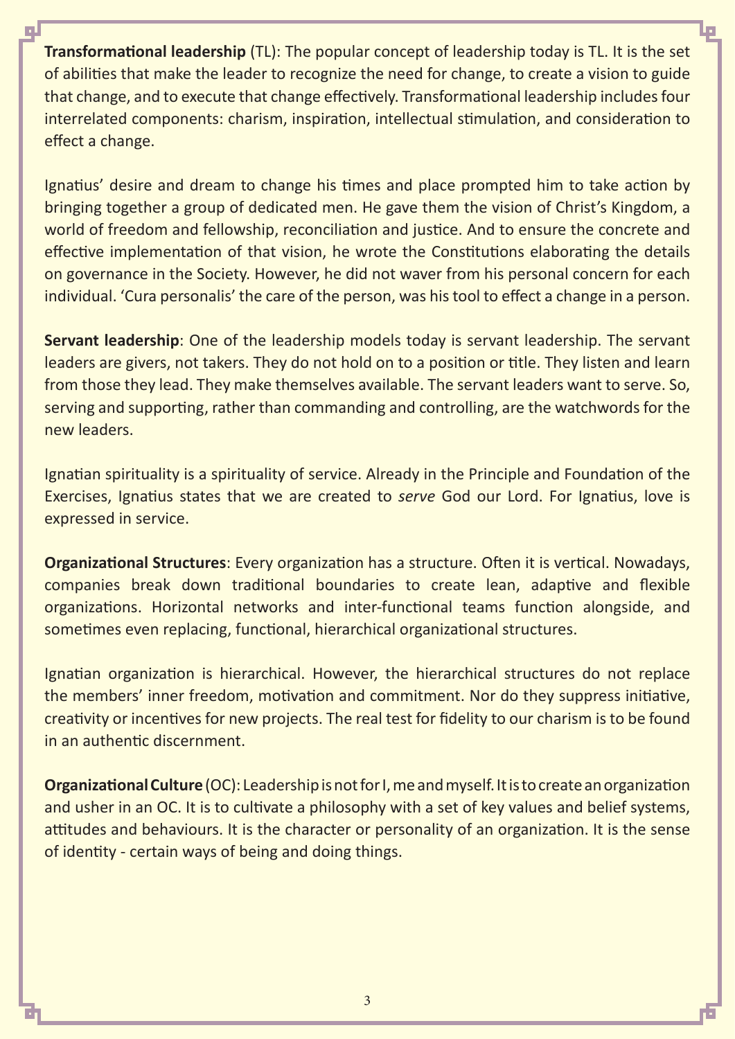**Transformational leadership** (TL): The popular concept of leadership today is TL. It is the set of abilities that make the leader to recognize the need for change, to create a vision to guide that change, and to execute that change effectively. Transformational leadership includes four interrelated components: charism, inspiration, intellectual stimulation, and consideration to effect a change.

Ignatius' desire and dream to change his times and place prompted him to take action by bringing together a group of dedicated men. He gave them the vision of Christ's Kingdom, a world of freedom and fellowship, reconciliation and justice. And to ensure the concrete and effective implementation of that vision, he wrote the Constitutions elaborating the details on governance in the Society. However, he did not waver from his personal concern for each individual. 'Cura personalis' the care of the person, was his tool to effect a change in a person.

**Servant leadership**: One of the leadership models today is servant leadership. The servant leaders are givers, not takers. They do not hold on to a position or title. They listen and learn from those they lead. They make themselves available. The servant leaders want to serve. So, serving and supporting, rather than commanding and controlling, are the watchwords for the new leaders.

Ignatian spirituality is a spirituality of service. Already in the Principle and Foundation of the Exercises, Ignatius states that we are created to *serve* God our Lord. For Ignatius, love is expressed in service.

**Organizational Structures**: Every organization has a structure. Often it is vertical. Nowadays, companies break down traditional boundaries to create lean, adaptive and flexible organizations. Horizontal networks and inter-functional teams function alongside, and sometimes even replacing, functional, hierarchical organizational structures.

Ignatian organization is hierarchical. However, the hierarchical structures do not replace the members' inner freedom, motivation and commitment. Nor do they suppress initiative, creativity or incentives for new projects. The real test for fidelity to our charism is to be found in an authentic discernment.

**Organizational Culture** (OC): Leadership is not for I, me and myself. It is to create an organization and usher in an OC. It is to cultivate a philosophy with a set of key values and belief systems, attitudes and behaviours. It is the character or personality of an organization. It is the sense of identity - certain ways of being and doing things.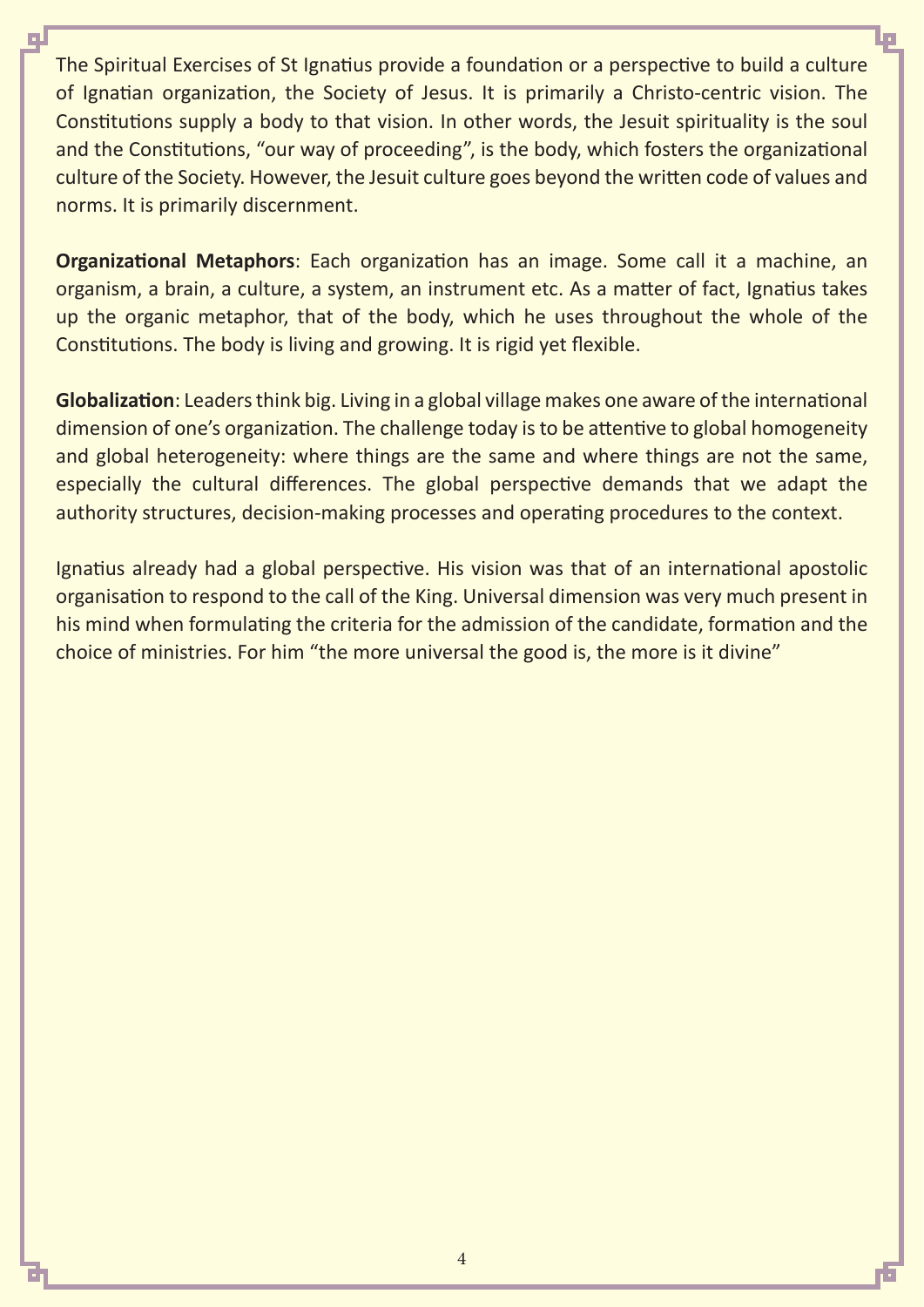The Spiritual Exercises of St Ignatius provide a foundation or a perspective to build a culture of Ignatian organization, the Society of Jesus. It is primarily a Christo-centric vision. The Constitutions supply a body to that vision. In other words, the Jesuit spirituality is the soul and the Constitutions, "our way of proceeding", is the body, which fosters the organizational culture of the Society. However, the Jesuit culture goes beyond the written code of values and norms. It is primarily discernment.

**Organizational Metaphors**: Each organization has an image. Some call it a machine, an organism, a brain, a culture, a system, an instrument etc. As a matter of fact, Ignatius takes up the organic metaphor, that of the body, which he uses throughout the whole of the Constitutions. The body is living and growing. It is rigid yet flexible.

**Globalization**: Leaders think big. Living in a global village makes one aware of the international dimension of one's organization. The challenge today is to be attentive to global homogeneity and global heterogeneity: where things are the same and where things are not the same, especially the cultural differences. The global perspective demands that we adapt the authority structures, decision-making processes and operating procedures to the context.

Ignatius already had a global perspective. His vision was that of an international apostolic organisation to respond to the call of the King. Universal dimension was very much present in his mind when formulating the criteria for the admission of the candidate, formation and the choice of ministries. For him "the more universal the good is, the more is it divine"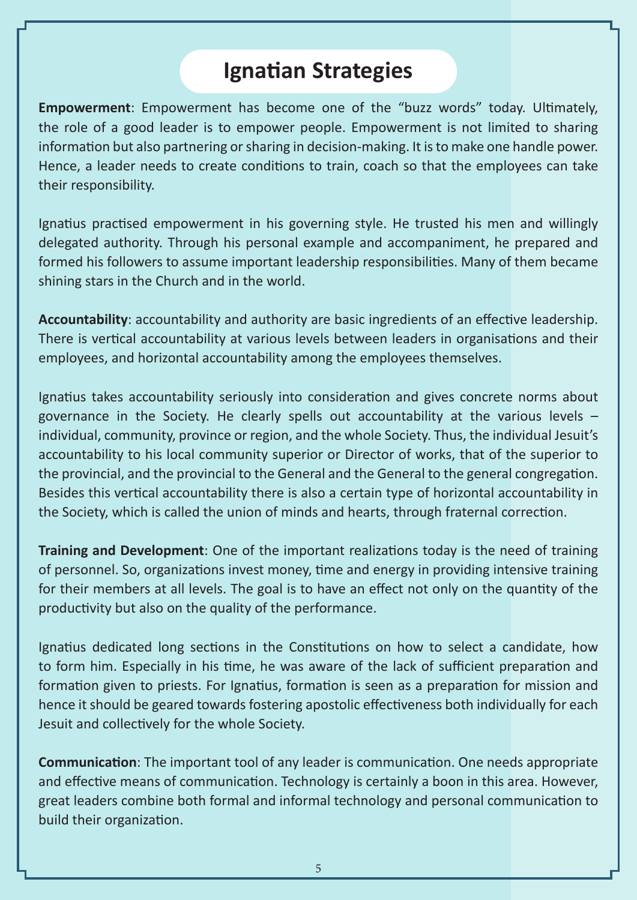# Ignatian Strategies

**Empowerment**: Empowerment has become one of the "buzz words" today. Ultimately, the role of a good leader is to empower people. Empowerment is not limited to sharing information but also partnering or sharing in decision-making. It is to make one handle power. Hence, a leader needs to create conditions to train, coach so that the employees can take their responsibility.

Ignatius practised empowerment in his governing style. He trusted his men and willingly delegated authority. Through his personal example and accompaniment, he prepared and formed his followers to assume important leadership responsibilities. Many of them became shining stars in the Church and in the world.

**Accountability**: accountability and authority are basic ingredients of an effective leadership. There is vertical accountability at various levels between leaders in organisations and their employees, and horizontal accountability among the employees themselves.

Ignatius takes accountability seriously into consideration and gives concrete norms about governance in the Society. He clearly spells out accountability at the various levels – individual, community, province or region, and the whole Society. Thus, the individual Jesuit's accountability to his local community superior or Director of works, that of the superior to the provincial, and the provincial to the General and the General to the general congregation. Besides this vertical accountability there is also a certain type of horizontal accountability in the Society, which is called the union of minds and hearts, through fraternal correction.

**Training and Development**: One of the important realizations today is the need of training of personnel. So, organizations invest money, time and energy in providing intensive training for their members at all levels. The goal is to have an effect not only on the quantity of the productivity but also on the quality of the performance.

Ignatius dedicated long sections in the Constitutions on how to select a candidate, how to form him. Especially in his time, he was aware of the lack of sufficient preparation and formation given to priests. For Ignatius, formation is seen as a preparation for mission and hence it should be geared towards fostering apostolic effectiveness both individually for each Jesuit and collectively for the whole Society.

**Communication**: The important tool of any leader is communication. One needs appropriate and effective means of communication. Technology is certainly a boon in this area. However, great leaders combine both formal and informal technology and personal communication to build their organization.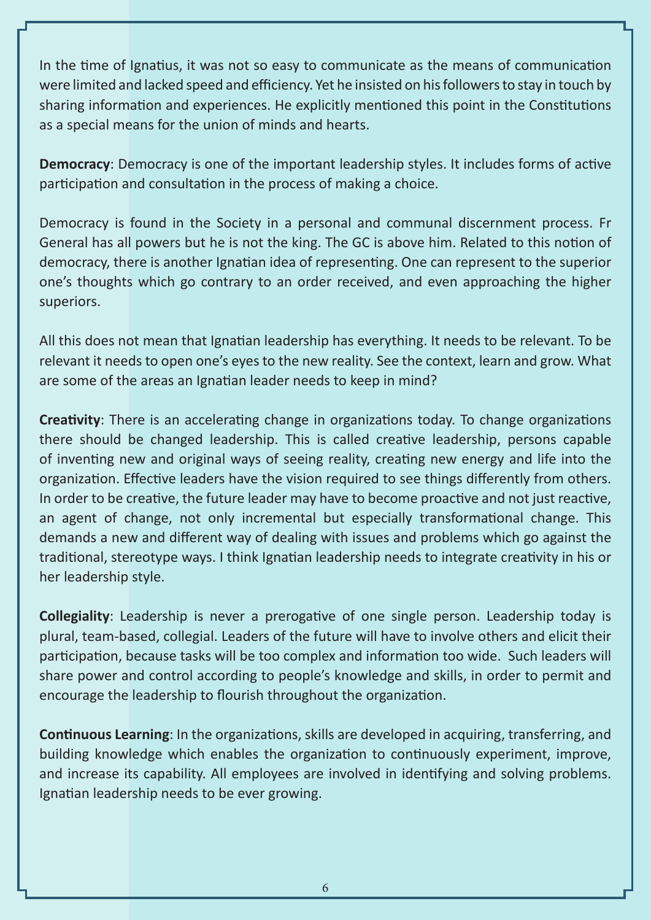In the time of Ignatius, it was not so easy to communicate as the means of communication were limited and lacked speed and efficiency. Yet he insisted on his followers to stay in touch by sharing information and experiences. He explicitly mentioned this point in the Constitutions as a special means for the union of minds and hearts.

**Democracy**: Democracy is one of the important leadership styles. It includes forms of active participation and consultation in the process of making a choice.

Democracy is found in the Society in a personal and communal discernment process. Fr General has all powers but he is not the king. The GC is above him. Related to this notion of democracy, there is another Ignatian idea of representing. One can represent to the superior one's thoughts which go contrary to an order received, and even approaching the higher superiors.

All this does not mean that Ignatian leadership has everything. It needs to be relevant. To be relevant it needs to open one's eyes to the new reality. See the context, learn and grow. What are some of the areas an Ignatian leader needs to keep in mind?

**Creativity**: There is an accelerating change in organizations today. To change organizations there should be changed leadership. This is called creative leadership, persons capable of inventing new and original ways of seeing reality, creating new energy and life into the organization. Effective leaders have the vision required to see things differently from others. In order to be creative, the future leader may have to become proactive and not just reactive, an agent of change, not only incremental but especially transformational change. This demands a new and different way of dealing with issues and problems which go against the traditional, stereotype ways. I think Ignatian leadership needs to integrate creativity in his or her leadership style.

**Collegiality**: Leadership is never a prerogative of one single person. Leadership today is plural, team-based, collegial. Leaders of the future will have to involve others and elicit their participation, because tasks will be too complex and information too wide. Such leaders will share power and control according to people's knowledge and skills, in order to permit and encourage the leadership to flourish throughout the organization.

**Continuous Learning**: In the organizations, skills are developed in acquiring, transferring, and building knowledge which enables the organization to continuously experiment, improve, and increase its capability. All employees are involved in identifying and solving problems. Ignatian leadership needs to be ever growing.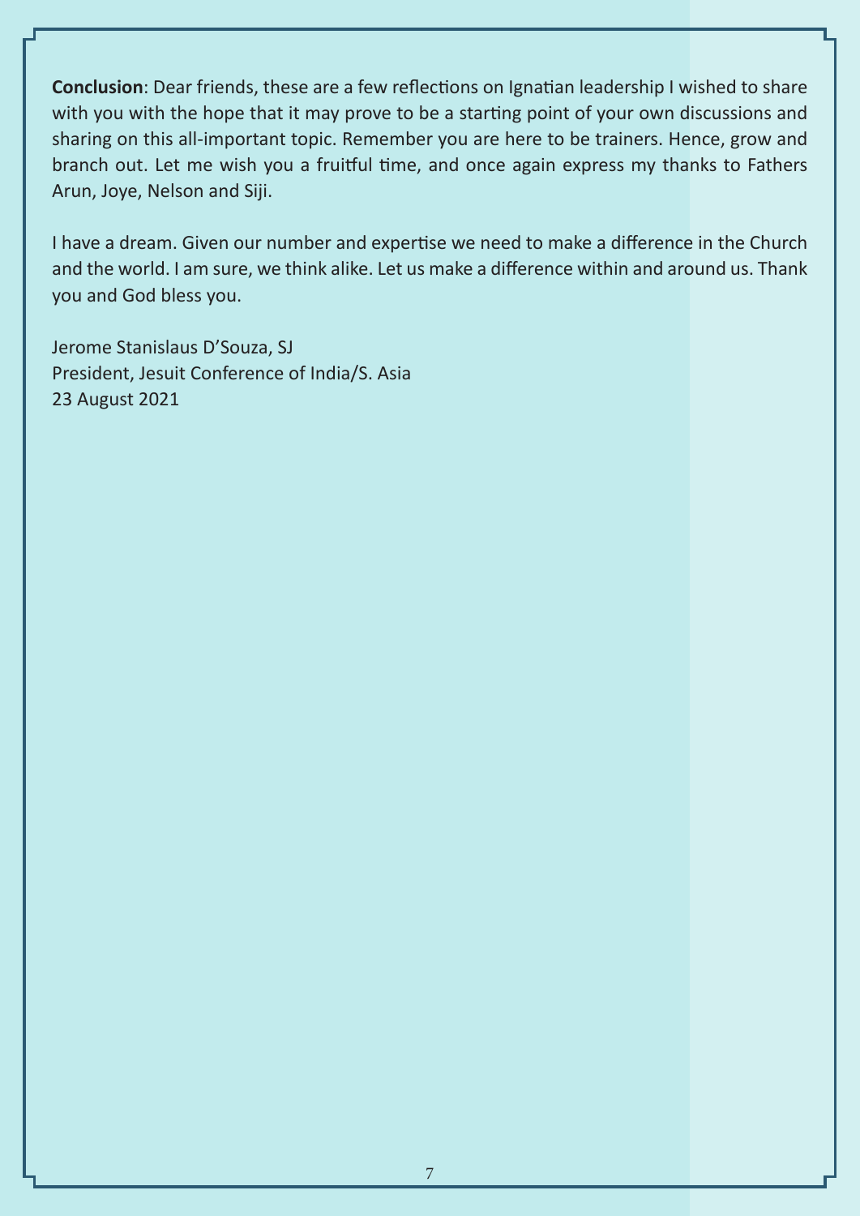**Conclusion**: Dear friends, these are a few reflections on Ignatian leadership I wished to share with you with the hope that it may prove to be a starting point of your own discussions and sharing on this all-important topic. Remember you are here to be trainers. Hence, grow and branch out. Let me wish you a fruitful time, and once again express my thanks to Fathers Arun, Joye, Nelson and Siji.

I have a dream. Given our number and expertise we need to make a difference in the Church and the world. I am sure, we think alike. Let us make a difference within and around us. Thank you and God bless you.

Jerome Stanislaus D'Souza, SJ
President, Jesuit Conference of India/S. Asia
23 August 2021